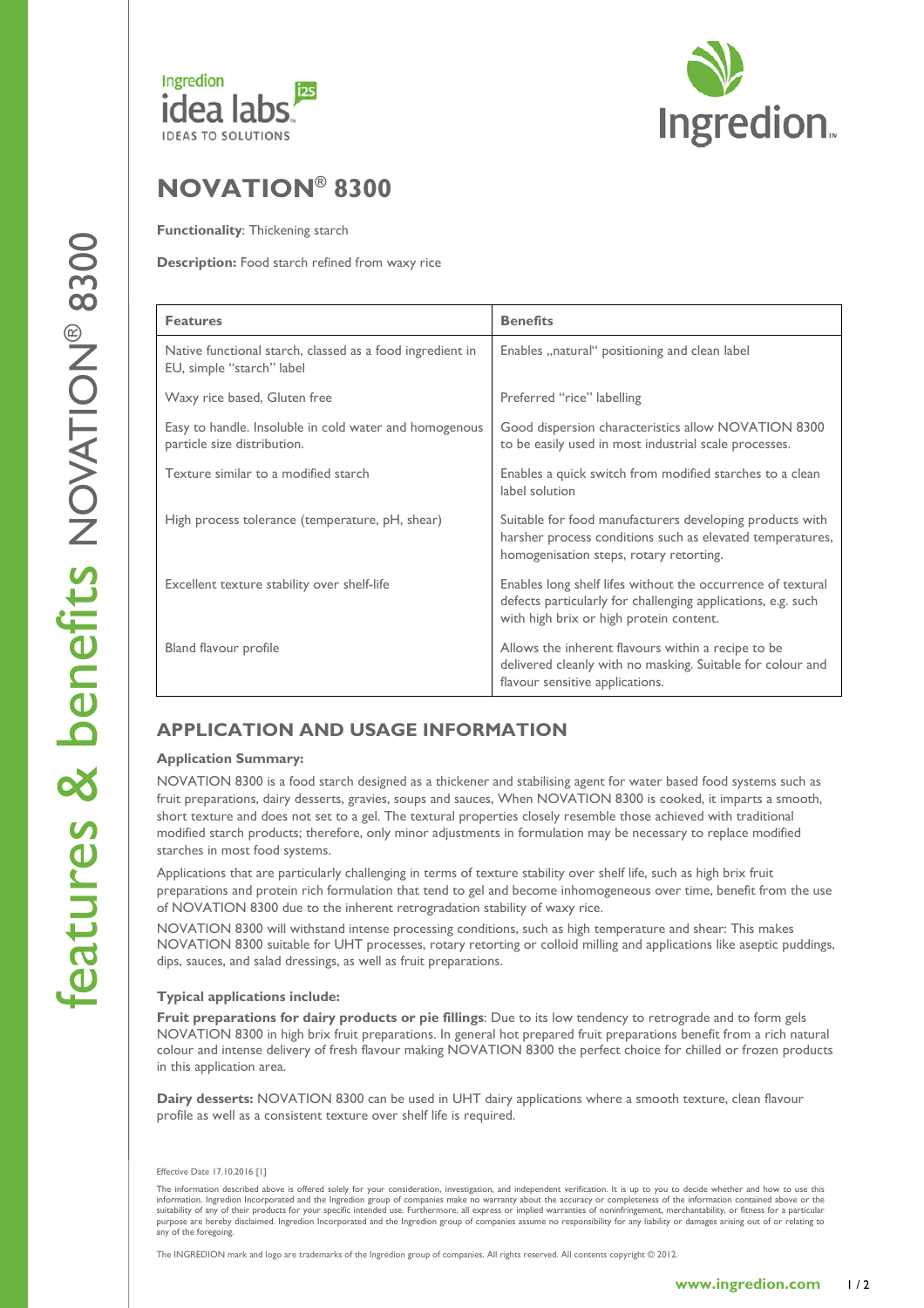# NOVATION® 8300

**Functionality**: Thickening starch

**Description:** Food starch refined from waxy rice

| Features | Benefits |
|---|---|
| Native functional starch, classed as a food ingredient in EU, simple "starch" label | Enables „natural" positioning and clean label |
| Waxy rice based, Gluten free | Preferred "rice" labelling |
| Easy to handle. Insoluble in cold water and homogenous particle size distribution. | Good dispersion characteristics allow NOVATION 8300 to be easily used in most industrial scale processes. |
| Texture similar to a modified starch | Enables a quick switch from modified starches to a clean label solution |
| High process tolerance (temperature, pH, shear) | Suitable for food manufacturers developing products with harsher process conditions such as elevated temperatures, homogenisation steps, rotary retorting. |
| Excellent texture stability over shelf-life | Enables long shelf lifes without the occurrence of textural defects particularly for challenging applications, e.g. such with high brix or high protein content. |
| Bland flavour profile | Allows the inherent flavours within a recipe to be delivered cleanly with no masking. Suitable for colour and flavour sensitive applications. |

## APPLICATION AND USAGE INFORMATION

**Application Summary:**

NOVATION 8300 is a food starch designed as a thickener and stabilising agent for water based food systems such as fruit preparations, dairy desserts, gravies, soups and sauces, When NOVATION 8300 is cooked, it imparts a smooth, short texture and does not set to a gel. The textural properties closely resemble those achieved with traditional modified starch products; therefore, only minor adjustments in formulation may be necessary to replace modified starches in most food systems.

Applications that are particularly challenging in terms of texture stability over shelf life, such as high brix fruit preparations and protein rich formulation that tend to gel and become inhomogeneous over time, benefit from the use of NOVATION 8300 due to the inherent retrogradation stability of waxy rice.

NOVATION 8300 will withstand intense processing conditions, such as high temperature and shear: This makes NOVATION 8300 suitable for UHT processes, rotary retorting or colloid milling and applications like aseptic puddings, dips, sauces, and salad dressings, as well as fruit preparations.

**Typical applications include:**

**Fruit preparations for dairy products or pie fillings**: Due to its low tendency to retrograde and to form gels NOVATION 8300 in high brix fruit preparations. In general hot prepared fruit preparations benefit from a rich natural colour and intense delivery of fresh flavour making NOVATION 8300 the perfect choice for chilled or frozen products in this application area.

**Dairy desserts:** NOVATION 8300 can be used in UHT dairy applications where a smooth texture, clean flavour profile as well as a consistent texture over shelf life is required.

Effective Date 17.10.2016 [1]

The information described above is offered solely for your consideration, investigation, and independent verification. It is up to you to decide whether and how to use this information. Ingredion Incorporated and the Ingredion group of companies make no warranty about the accuracy or completeness of the information contained above or the suitability of any of their products for your specific intended use. Furthermore, all express or implied warranties of noninfringement, merchantability, or fitness for a particular purpose are hereby disclaimed. Ingredion Incorporated and the Ingredion group of companies assume no responsibility for any liability or damages arising out of or relating to any of the foregoing.

The INGREDION mark and logo are trademarks of the Ingredion group of companies. All rights reserved. All contents copyright © 2012.

www.ingredion.com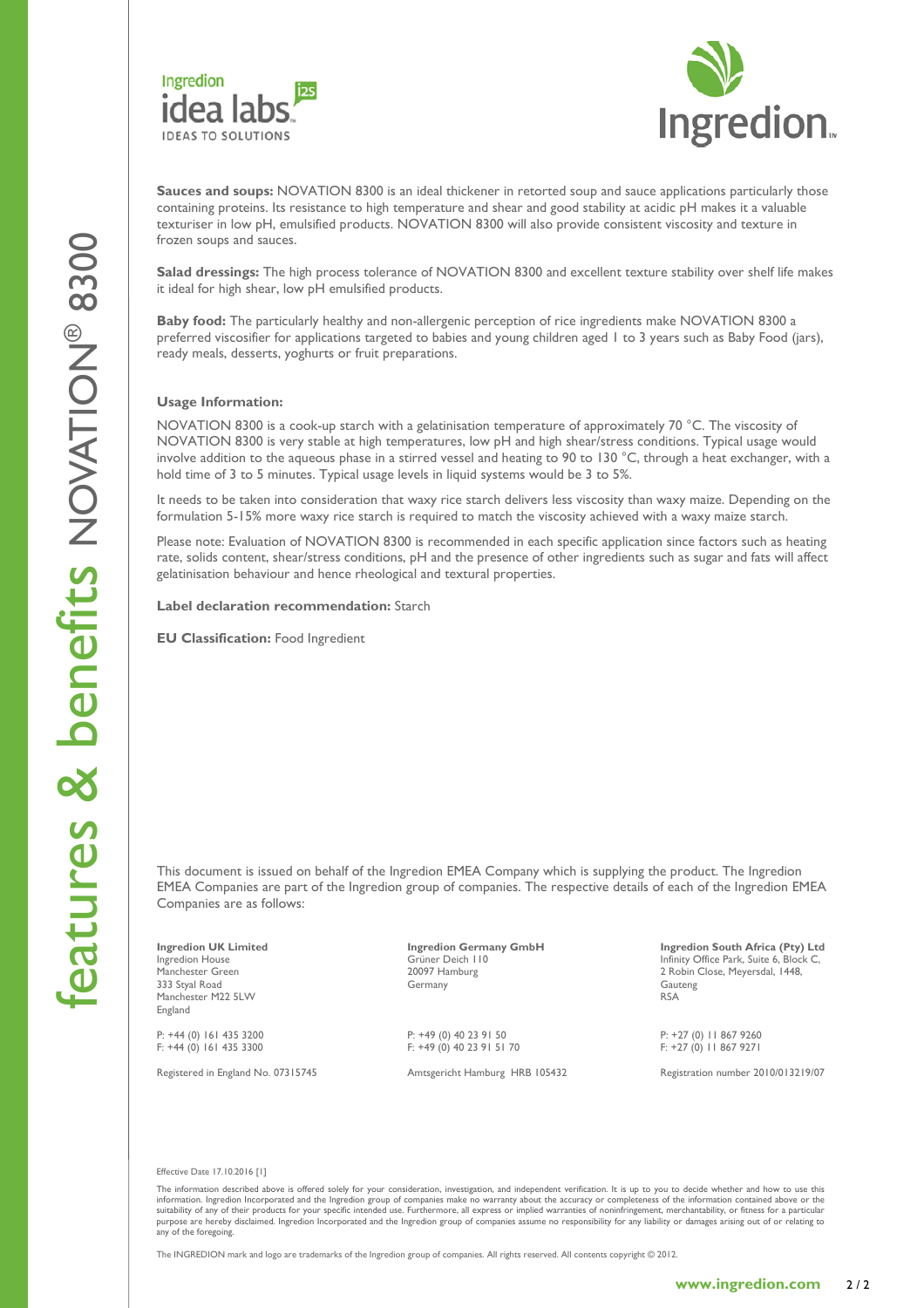**Sauces and soups:** NOVATION 8300 is an ideal thickener in retorted soup and sauce applications particularly those containing proteins. Its resistance to high temperature and shear and good stability at acidic pH makes it a valuable texturiser in low pH, emulsified products. NOVATION 8300 will also provide consistent viscosity and texture in frozen soups and sauces.

**Salad dressings:** The high process tolerance of NOVATION 8300 and excellent texture stability over shelf life makes it ideal for high shear, low pH emulsified products.

**Baby food:** The particularly healthy and non-allergenic perception of rice ingredients make NOVATION 8300 a preferred viscosifier for applications targeted to babies and young children aged 1 to 3 years such as Baby Food (jars), ready meals, desserts, yoghurts or fruit preparations.

**Usage Information:**

NOVATION 8300 is a cook-up starch with a gelatinisation temperature of approximately 70 °C. The viscosity of NOVATION 8300 is very stable at high temperatures, low pH and high shear/stress conditions. Typical usage would involve addition to the aqueous phase in a stirred vessel and heating to 90 to 130 °C, through a heat exchanger, with a hold time of 3 to 5 minutes. Typical usage levels in liquid systems would be 3 to 5%.

It needs to be taken into consideration that waxy rice starch delivers less viscosity than waxy maize. Depending on the formulation 5-15% more waxy rice starch is required to match the viscosity achieved with a waxy maize starch.

Please note: Evaluation of NOVATION 8300 is recommended in each specific application since factors such as heating rate, solids content, shear/stress conditions, pH and the presence of other ingredients such as sugar and fats will affect gelatinisation behaviour and hence rheological and textural properties.

**Label declaration recommendation:** Starch

**EU Classification:** Food Ingredient

This document is issued on behalf of the Ingredion EMEA Company which is supplying the product. The Ingredion EMEA Companies are part of the Ingredion group of companies. The respective details of each of the Ingredion EMEA Companies are as follows:

**Ingredion UK Limited**
Ingredion House
Manchester Green
333 Styal Road
Manchester M22 5LW
England

P: +44 (0) 161 435 3200
F: +44 (0) 161 435 3300

Registered in England No. 07315745

**Ingredion Germany GmbH**
Grüner Deich 110
20097 Hamburg
Germany

P: +49 (0) 40 23 91 50
F: +49 (0) 40 23 91 51 70

Amtsgericht Hamburg HRB 105432

**Ingredion South Africa (Pty) Ltd**
Infinity Office Park, Suite 6, Block C,
2 Robin Close, Meyersdal, 1448,
Gauteng
RSA

P: +27 (0) 11 867 9260
F: +27 (0) 11 867 9271

Registration number 2010/013219/07

Effective Date 17.10.2016 [1]

The information described above is offered solely for your consideration, investigation, and independent verification. It is up to you to decide whether and how to use this information. Ingredion Incorporated and the Ingredion group of companies make no warranty about the accuracy or completeness of the information contained above or the suitability of any of their products for your specific intended use. Furthermore, all express or implied warranties of noninfringement, merchantability, or fitness for a particular purpose are hereby disclaimed. Ingredion Incorporated and the Ingredion group of companies assume no responsibility for any liability or damages arising out of or relating to any of the foregoing.

The INGREDION mark and logo are trademarks of the Ingredion group of companies. All rights reserved. All contents copyright © 2012.